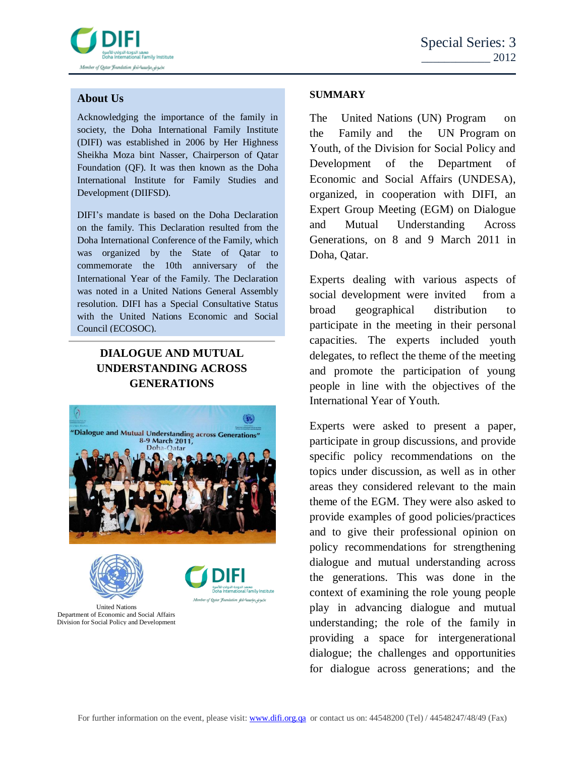Special Series: 3
2012

## About Us

Acknowledging the importance of the family in society, the Doha International Family Institute (DIFI) was established in 2006 by Her Highness Sheikha Moza bint Nasser, Chairperson of Qatar Foundation (QF). It was then known as the Doha International Institute for Family Studies and Development (DIIFSD).

DIFI's mandate is based on the Doha Declaration on the family. This Declaration resulted from the Doha International Conference of the Family, which was organized by the State of Qatar to commemorate the 10th anniversary of the International Year of the Family. The Declaration was noted in a United Nations General Assembly resolution. DIFI has a Special Consultative Status with the United Nations Economic and Social Council (ECOSOC).

# DIALOGUE AND MUTUAL UNDERSTANDING ACROSS GENERATIONS

United Nations
Department of Economic and Social Affairs
Division for Social Policy and Development

## SUMMARY

The United Nations (UN) Program on the Family and the UN Program on Youth, of the Division for Social Policy and Development of the Department of Economic and Social Affairs (UNDESA), organized, in cooperation with DIFI, an Expert Group Meeting (EGM) on Dialogue and Mutual Understanding Across Generations, on 8 and 9 March 2011 in Doha, Qatar.

Experts dealing with various aspects of social development were invited from a broad geographical distribution to participate in the meeting in their personal capacities. The experts included youth delegates, to reflect the theme of the meeting and promote the participation of young people in line with the objectives of the International Year of Youth.

Experts were asked to present a paper, participate in group discussions, and provide specific policy recommendations on the topics under discussion, as well as in other areas they considered relevant to the main theme of the EGM. They were also asked to provide examples of good policies/practices and to give their professional opinion on policy recommendations for strengthening dialogue and mutual understanding across the generations. This was done in the context of examining the role young people play in advancing dialogue and mutual understanding; the role of the family in providing a space for intergenerational dialogue; the challenges and opportunities for dialogue across generations; and the

For further information on the event, please visit: www.difi.org.qa or contact us on: 44548200 (Tel) / 44548247/48/49 (Fax)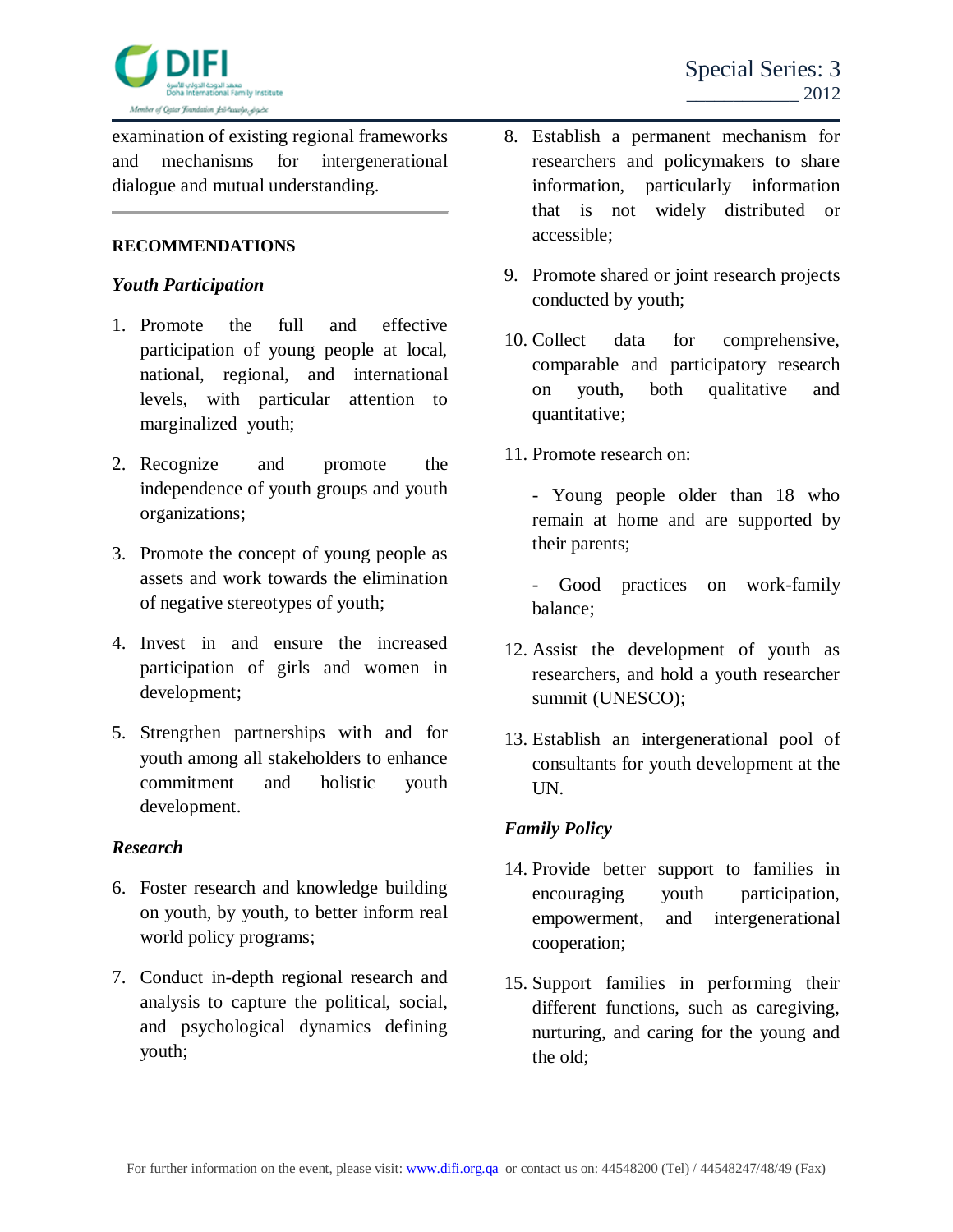examination of existing regional frameworks and mechanisms for intergenerational dialogue and mutual understanding.

---

**RECOMMENDATIONS**

***Youth Participation***

1. Promote the full and effective participation of young people at local, national, regional, and international levels, with particular attention to marginalized youth;

2. Recognize and promote the independence of youth groups and youth organizations;

3. Promote the concept of young people as assets and work towards the elimination of negative stereotypes of youth;

4. Invest in and ensure the increased participation of girls and women in development;

5. Strengthen partnerships with and for youth among all stakeholders to enhance commitment and holistic youth development.

***Research***

6. Foster research and knowledge building on youth, by youth, to better inform real world policy programs;

7. Conduct in-depth regional research and analysis to capture the political, social, and psychological dynamics defining youth;

8. Establish a permanent mechanism for researchers and policymakers to share information, particularly information that is not widely distributed or accessible;

9. Promote shared or joint research projects conducted by youth;

10. Collect data for comprehensive, comparable and participatory research on youth, both qualitative and quantitative;

11. Promote research on:

    - Young people older than 18 who remain at home and are supported by their parents;

    - Good practices on work-family balance;

12. Assist the development of youth as researchers, and hold a youth researcher summit (UNESCO);

13. Establish an intergenerational pool of consultants for youth development at the UN.

***Family Policy***

14. Provide better support to families in encouraging youth participation, empowerment, and intergenerational cooperation;

15. Support families in performing their different functions, such as caregiving, nurturing, and caring for the young and the old;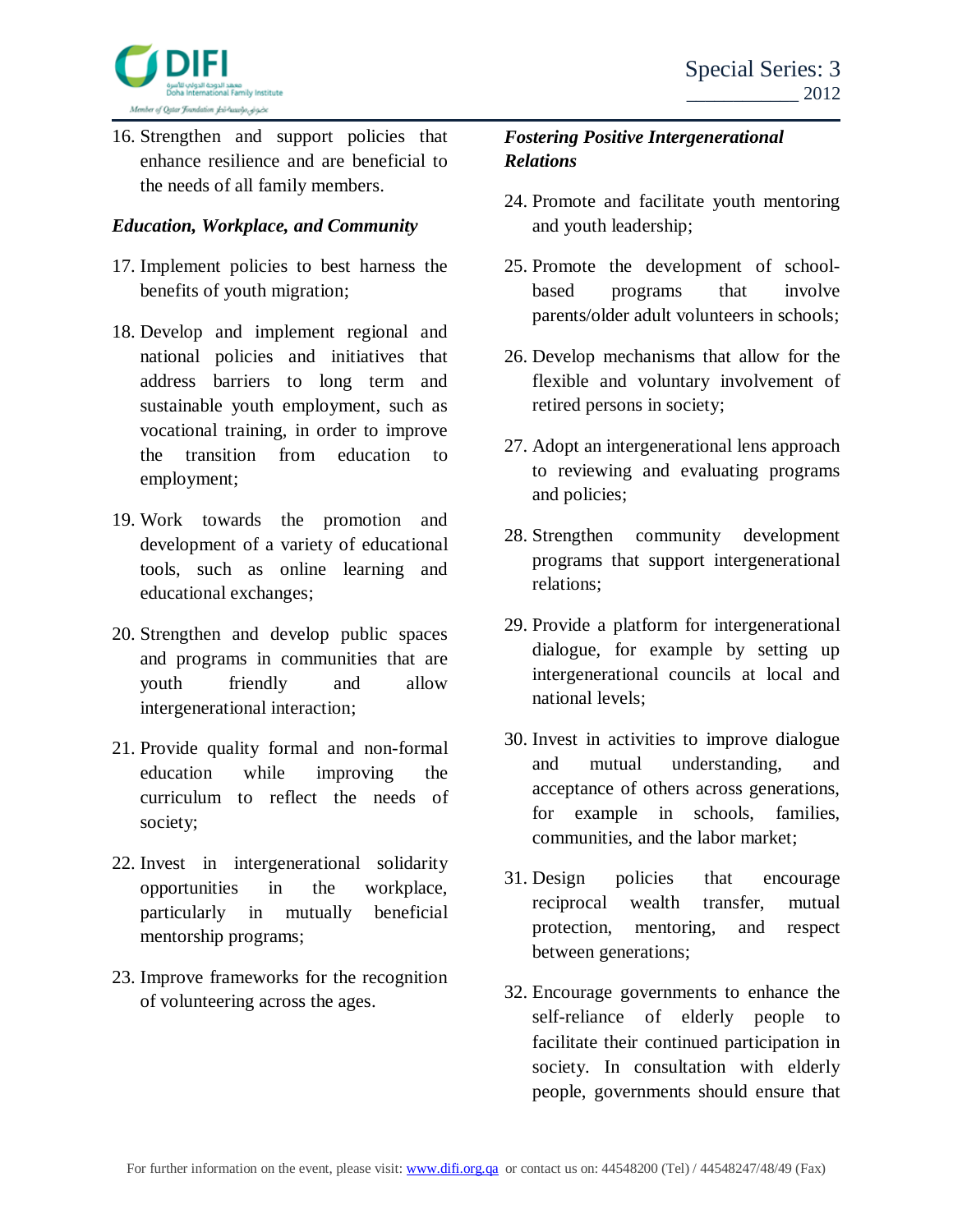16. Strengthen and support policies that enhance resilience and are beneficial to the needs of all family members.

### *Education, Workplace, and Community*

17. Implement policies to best harness the benefits of youth migration;

18. Develop and implement regional and national policies and initiatives that address barriers to long term and sustainable youth employment, such as vocational training, in order to improve the transition from education to employment;

19. Work towards the promotion and development of a variety of educational tools, such as online learning and educational exchanges;

20. Strengthen and develop public spaces and programs in communities that are youth friendly and allow intergenerational interaction;

21. Provide quality formal and non-formal education while improving the curriculum to reflect the needs of society;

22. Invest in intergenerational solidarity opportunities in the workplace, particularly in mutually beneficial mentorship programs;

23. Improve frameworks for the recognition of volunteering across the ages.

### *Fostering Positive Intergenerational Relations*

24. Promote and facilitate youth mentoring and youth leadership;

25. Promote the development of school-based programs that involve parents/older adult volunteers in schools;

26. Develop mechanisms that allow for the flexible and voluntary involvement of retired persons in society;

27. Adopt an intergenerational lens approach to reviewing and evaluating programs and policies;

28. Strengthen community development programs that support intergenerational relations;

29. Provide a platform for intergenerational dialogue, for example by setting up intergenerational councils at local and national levels;

30. Invest in activities to improve dialogue and mutual understanding, and acceptance of others across generations, for example in schools, families, communities, and the labor market;

31. Design policies that encourage reciprocal wealth transfer, mutual protection, mentoring, and respect between generations;

32. Encourage governments to enhance the self-reliance of elderly people to facilitate their continued participation in society. In consultation with elderly people, governments should ensure that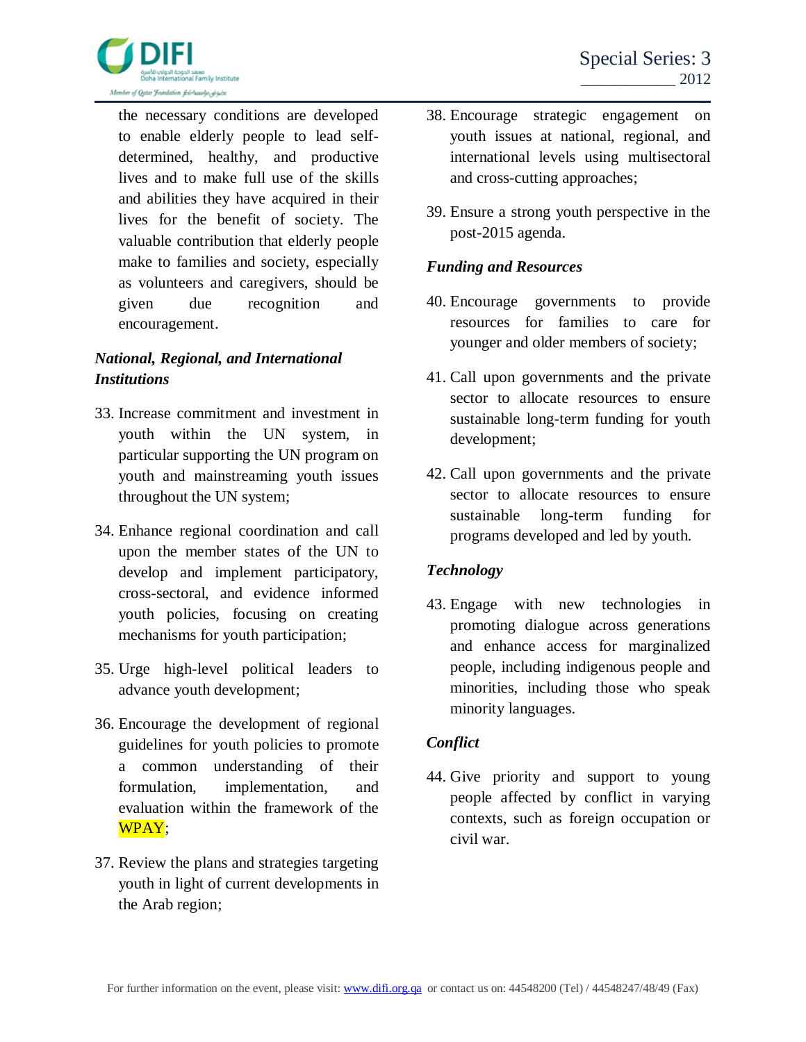the necessary conditions are developed to enable elderly people to lead self-determined, healthy, and productive lives and to make full use of the skills and abilities they have acquired in their lives for the benefit of society. The valuable contribution that elderly people make to families and society, especially as volunteers and caregivers, should be given due recognition and encouragement.

***National, Regional, and International Institutions***

33. Increase commitment and investment in youth within the UN system, in particular supporting the UN program on youth and mainstreaming youth issues throughout the UN system;
34. Enhance regional coordination and call upon the member states of the UN to develop and implement participatory, cross-sectoral, and evidence informed youth policies, focusing on creating mechanisms for youth participation;
35. Urge high-level political leaders to advance youth development;
36. Encourage the development of regional guidelines for youth policies to promote a common understanding of their formulation, implementation, and evaluation within the framework of the WPAY;
37. Review the plans and strategies targeting youth in light of current developments in the Arab region;
38. Encourage strategic engagement on youth issues at national, regional, and international levels using multisectoral and cross-cutting approaches;
39. Ensure a strong youth perspective in the post-2015 agenda.

***Funding and Resources***

40. Encourage governments to provide resources for families to care for younger and older members of society;
41. Call upon governments and the private sector to allocate resources to ensure sustainable long-term funding for youth development;
42. Call upon governments and the private sector to allocate resources to ensure sustainable long-term funding for programs developed and led by youth.

***Technology***

43. Engage with new technologies in promoting dialogue across generations and enhance access for marginalized people, including indigenous people and minorities, including those who speak minority languages.

***Conflict***

44. Give priority and support to young people affected by conflict in varying contexts, such as foreign occupation or civil war.